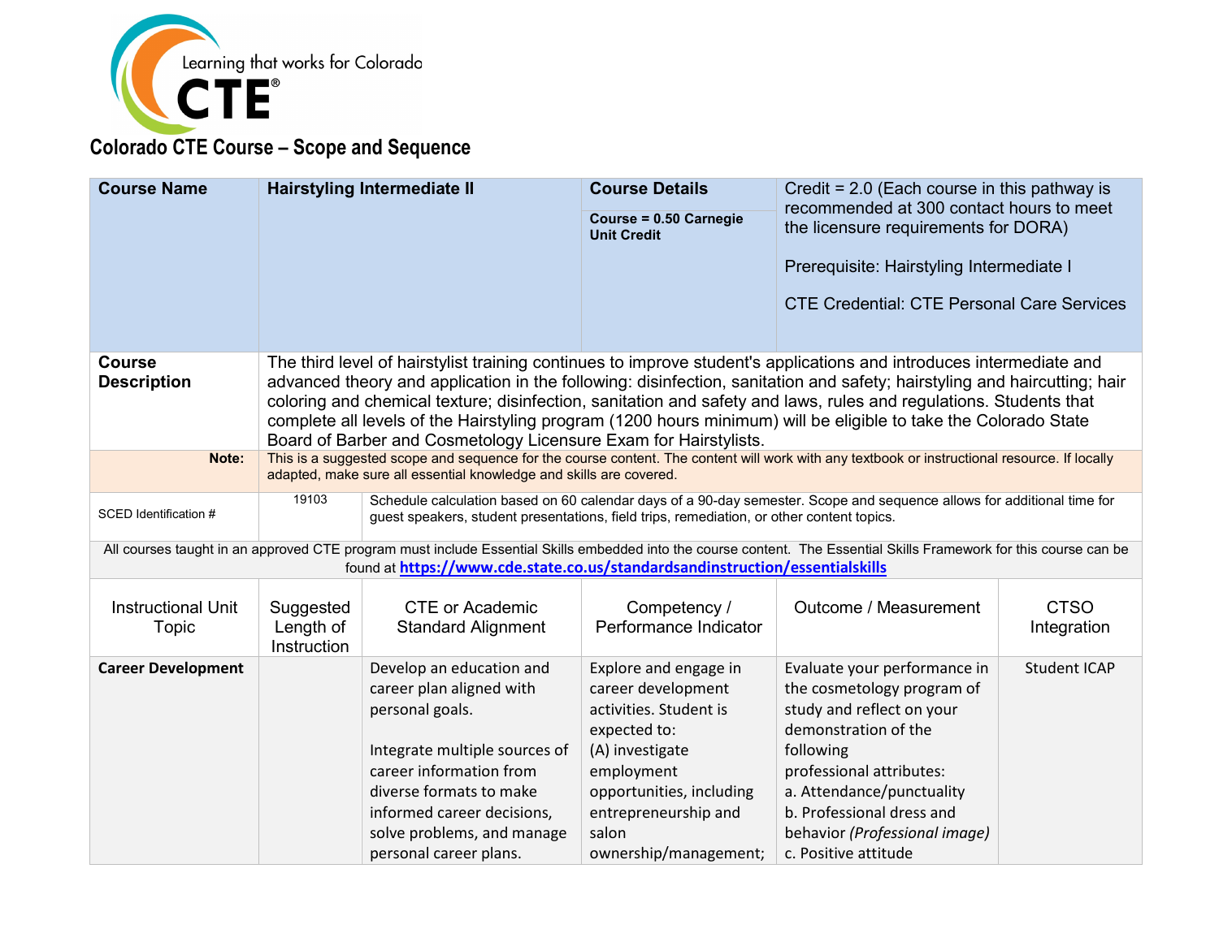Learning that works for Colorado

CTE®

# Colorado CTE Course – Scope and Sequence

| **Course Name** | **Hairstyling Intermediate II** | **Course Details**<br><br>**Course = 0.50 Carnegie Unit Credit** | Credit = 2.0 (Each course in this pathway is recommended at 300 contact hours to meet the licensure requirements for DORA)<br><br>Prerequisite: Hairstyling Intermediate I<br><br>CTE Credential: CTE Personal Care Services |
|---|---|---|---|
| **Course Description** | The third level of hairstylist training continues to improve student's applications and introduces intermediate and advanced theory and application in the following: disinfection, sanitation and safety; hairstyling and haircutting; hair coloring and chemical texture; disinfection, sanitation and safety and laws, rules and regulations. Students that complete all levels of the Hairstyling program (1200 hours minimum) will be eligible to take the Colorado State Board of Barber and Cosmetology Licensure Exam for Hairstylists. | | |
| **Note:** | This is a suggested scope and sequence for the course content. The content will work with any textbook or instructional resource. If locally adapted, make sure all essential knowledge and skills are covered. | | |
| SCED Identification # | 19103 | Schedule calculation based on 60 calendar days of a 90-day semester. Scope and sequence allows for additional time for guest speakers, student presentations, field trips, remediation, or other content topics. | |

All courses taught in an approved CTE program must include Essential Skills embedded into the course content. The Essential Skills Framework for this course can be found at https://www.cde.state.co.us/standardsandinstruction/essentialskills

| Instructional Unit Topic | Suggested Length of Instruction | CTE or Academic Standard Alignment | Competency / Performance Indicator | Outcome / Measurement | CTSO Integration |
|---|---|---|---|---|---|
| **Career Development** | | Develop an education and career plan aligned with personal goals.<br><br>Integrate multiple sources of career information from diverse formats to make informed career decisions, solve problems, and manage personal career plans. | Explore and engage in career development activities. Student is expected to:<br>(A) investigate employment opportunities, including entrepreneurship and salon ownership/management; | Evaluate your performance in the cosmetology program of study and reflect on your demonstration of the following professional attributes:<br>a. Attendance/punctuality<br>b. Professional dress and behavior *(Professional image)*<br>c. Positive attitude | Student ICAP |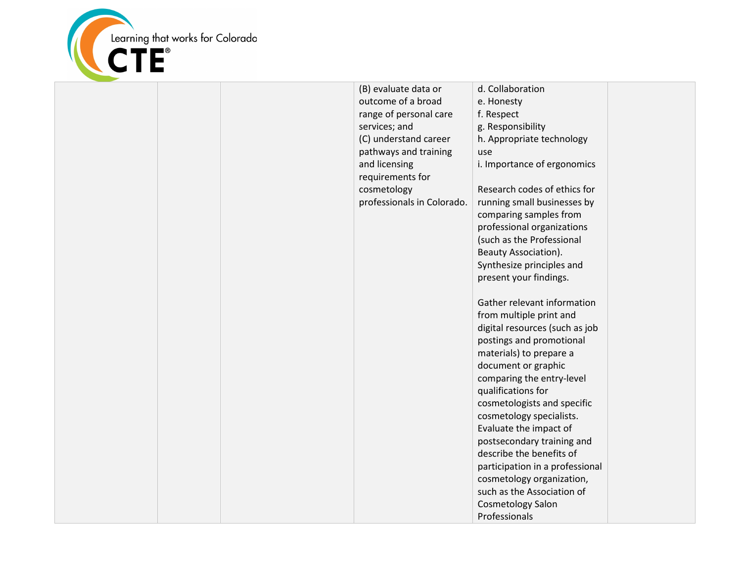| | | | | | |
|---|---|---|---|---|---|
| | | | (B) evaluate data or outcome of a broad range of personal care services; and<br>(C) understand career pathways and training and licensing requirements for cosmetology professionals in Colorado. | d. Collaboration<br>e. Honesty<br>f. Respect<br>g. Responsibility<br>h. Appropriate technology use<br>i. Importance of ergonomics<br><br>Research codes of ethics for running small businesses by comparing samples from professional organizations (such as the Professional Beauty Association). Synthesize principles and present your findings.<br><br>Gather relevant information from multiple print and digital resources (such as job postings and promotional materials) to prepare a document or graphic comparing the entry-level qualifications for cosmetologists and specific cosmetology specialists. Evaluate the impact of postsecondary training and describe the benefits of participation in a professional cosmetology organization, such as the Association of Cosmetology Salon Professionals | |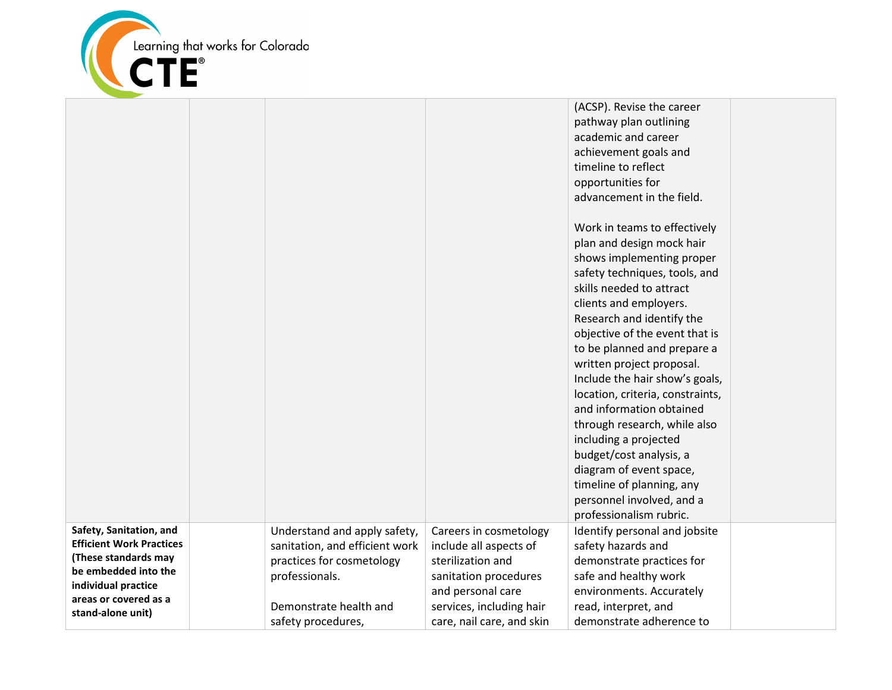| | | | | | |
|---|---|---|---|---|---|
| | | | | (ACSP). Revise the career pathway plan outlining academic and career achievement goals and timeline to reflect opportunities for advancement in the field.<br><br>Work in teams to effectively plan and design mock hair shows implementing proper safety techniques, tools, and skills needed to attract clients and employers. Research and identify the objective of the event that is to be planned and prepare a written project proposal. Include the hair show's goals, location, criteria, constraints, and information obtained through research, while also including a projected budget/cost analysis, a diagram of event space, timeline of planning, any personnel involved, and a professionalism rubric. | |
| **Safety, Sanitation, and Efficient Work Practices (These standards may be embedded into the individual practice areas or covered as a stand-alone unit)** | | Understand and apply safety, sanitation, and efficient work practices for cosmetology professionals.<br><br>Demonstrate health and safety procedures, | Careers in cosmetology include all aspects of sterilization and sanitation procedures and personal care services, including hair care, nail care, and skin | Identify personal and jobsite safety hazards and demonstrate practices for safe and healthy work environments. Accurately read, interpret, and demonstrate adherence to | |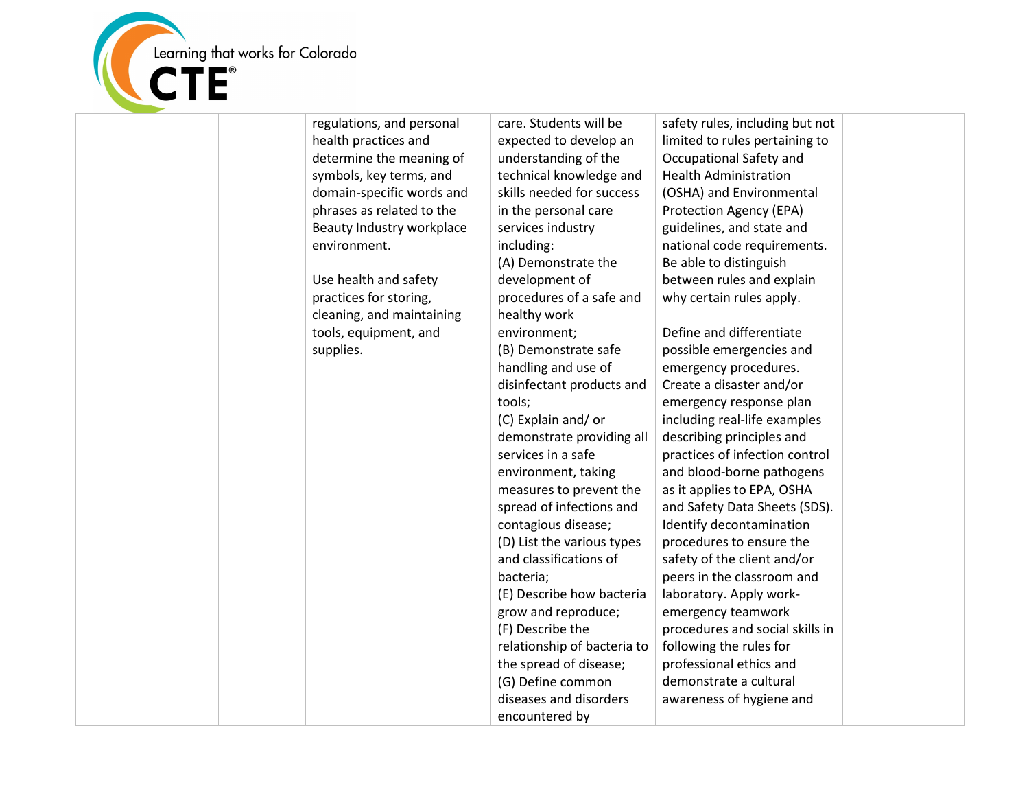| | | | | | |
|---|---|---|---|---|---|
| | | regulations, and personal health practices and determine the meaning of symbols, key terms, and domain-specific words and phrases as related to the Beauty Industry workplace environment.<br><br>Use health and safety practices for storing, cleaning, and maintaining tools, equipment, and supplies. | care. Students will be expected to develop an understanding of the technical knowledge and skills needed for success in the personal care services industry including:<br>(A) Demonstrate the development of procedures of a safe and healthy work environment;<br>(B) Demonstrate safe handling and use of disinfectant products and tools;<br>(C) Explain and/ or demonstrate providing all services in a safe environment, taking measures to prevent the spread of infections and contagious disease;<br>(D) List the various types and classifications of bacteria;<br>(E) Describe how bacteria grow and reproduce;<br>(F) Describe the relationship of bacteria to the spread of disease;<br>(G) Define common diseases and disorders encountered by | safety rules, including but not limited to rules pertaining to Occupational Safety and Health Administration (OSHA) and Environmental Protection Agency (EPA) guidelines, and state and national code requirements. Be able to distinguish between rules and explain why certain rules apply.<br><br>Define and differentiate possible emergencies and emergency procedures. Create a disaster and/or emergency response plan including real-life examples describing principles and practices of infection control and blood-borne pathogens as it applies to EPA, OSHA and Safety Data Sheets (SDS). Identify decontamination procedures to ensure the safety of the client and/or peers in the classroom and laboratory. Apply work-emergency teamwork procedures and social skills in following the rules for professional ethics and demonstrate a cultural awareness of hygiene and | |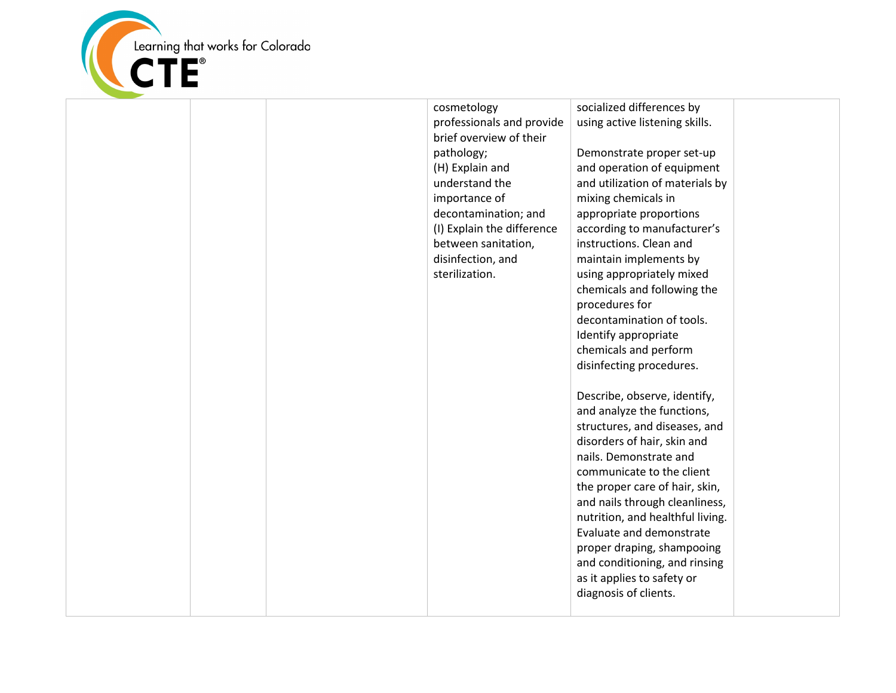|  |  |  | cosmetology professionals and provide brief overview of their pathology;<br>(H) Explain and understand the importance of decontamination; and<br>(I) Explain the difference between sanitation, disinfection, and sterilization. | socialized differences by using active listening skills.<br><br>Demonstrate proper set-up and operation of equipment and utilization of materials by mixing chemicals in appropriate proportions according to manufacturer's instructions. Clean and maintain implements by using appropriately mixed chemicals and following the procedures for decontamination of tools. Identify appropriate chemicals and perform disinfecting procedures.<br><br>Describe, observe, identify, and analyze the functions, structures, and diseases, and disorders of hair, skin and nails. Demonstrate and communicate to the client the proper care of hair, skin, and nails through cleanliness, nutrition, and healthful living. Evaluate and demonstrate proper draping, shampooing and conditioning, and rinsing as it applies to safety or diagnosis of clients. |  |
|---|---|---|---|---|---|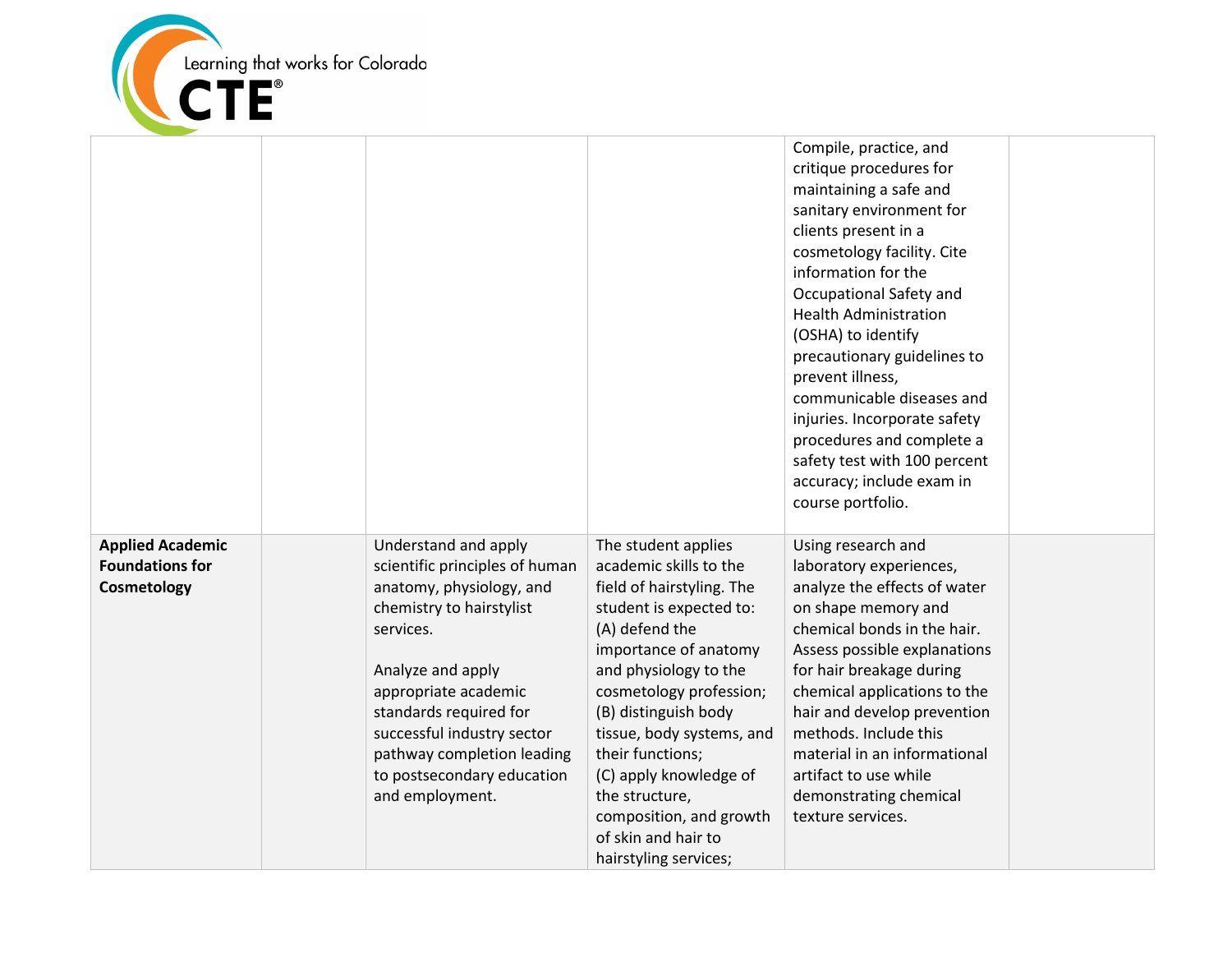| | | | | | |
|---|---|---|---|---|---|
| | | | | Compile, practice, and critique procedures for maintaining a safe and sanitary environment for clients present in a cosmetology facility. Cite information for the Occupational Safety and Health Administration (OSHA) to identify precautionary guidelines to prevent illness, communicable diseases and injuries. Incorporate safety procedures and complete a safety test with 100 percent accuracy; include exam in course portfolio. | |
| **Applied Academic Foundations for Cosmetology** | | Understand and apply scientific principles of human anatomy, physiology, and chemistry to hairstylist services.<br><br>Analyze and apply appropriate academic standards required for successful industry sector pathway completion leading to postsecondary education and employment. | The student applies academic skills to the field of hairstyling. The student is expected to:<br>(A) defend the importance of anatomy and physiology to the cosmetology profession;<br>(B) distinguish body tissue, body systems, and their functions;<br>(C) apply knowledge of the structure, composition, and growth of skin and hair to hairstyling services; | Using research and laboratory experiences, analyze the effects of water on shape memory and chemical bonds in the hair. Assess possible explanations for hair breakage during chemical applications to the hair and develop prevention methods. Include this material in an informational artifact to use while demonstrating chemical texture services. | |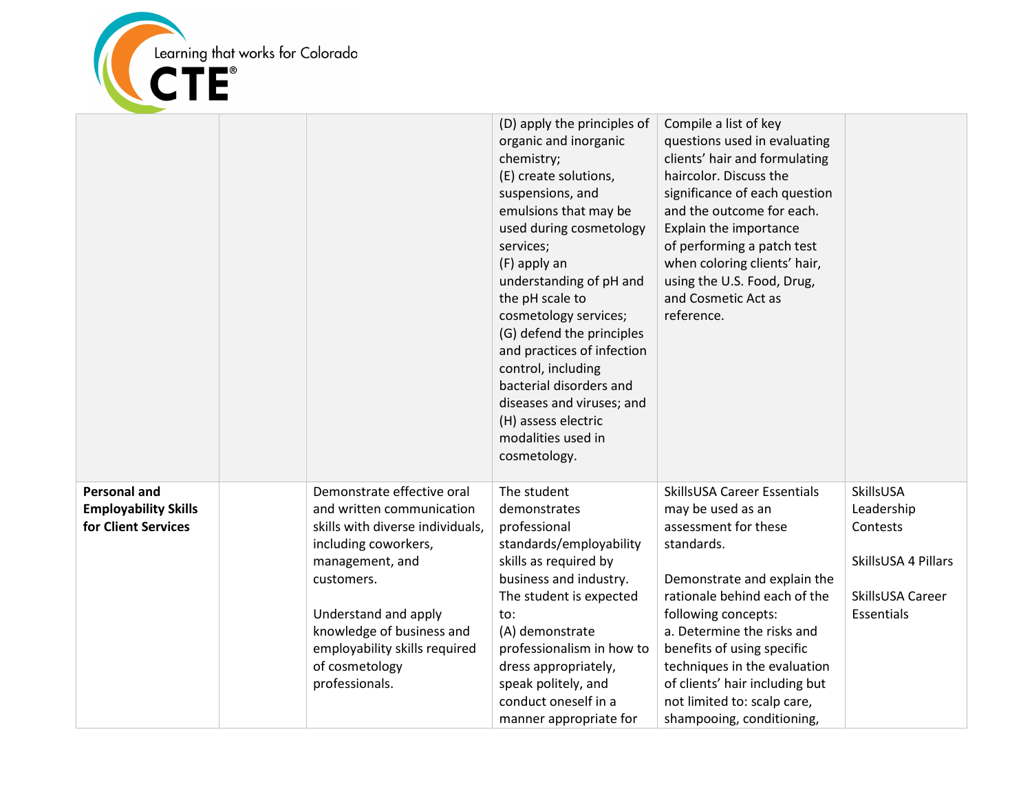| | | | | | |
|---|---|---|---|---|---|
| | | | (D) apply the principles of organic and inorganic chemistry;<br>(E) create solutions, suspensions, and emulsions that may be used during cosmetology services;<br>(F) apply an understanding of pH and the pH scale to cosmetology services;<br>(G) defend the principles and practices of infection control, including bacterial disorders and diseases and viruses; and<br>(H) assess electric modalities used in cosmetology. | Compile a list of key questions used in evaluating clients' hair and formulating haircolor. Discuss the significance of each question and the outcome for each. Explain the importance of performing a patch test when coloring clients' hair, using the U.S. Food, Drug, and Cosmetic Act as reference. | |
| **Personal and Employability Skills for Client Services** | | Demonstrate effective oral and written communication skills with diverse individuals, including coworkers, management, and customers.<br><br>Understand and apply knowledge of business and employability skills required of cosmetology professionals. | The student demonstrates professional standards/employability skills as required by business and industry. The student is expected to:<br>(A) demonstrate professionalism in how to dress appropriately, speak politely, and conduct oneself in a manner appropriate for | SkillsUSA Career Essentials may be used as an assessment for these standards.<br><br>Demonstrate and explain the rationale behind each of the following concepts:<br>a. Determine the risks and benefits of using specific techniques in the evaluation of clients' hair including but not limited to: scalp care, shampooing, conditioning, | SkillsUSA Leadership Contests<br><br>SkillsUSA 4 Pillars<br><br>SkillsUSA Career Essentials |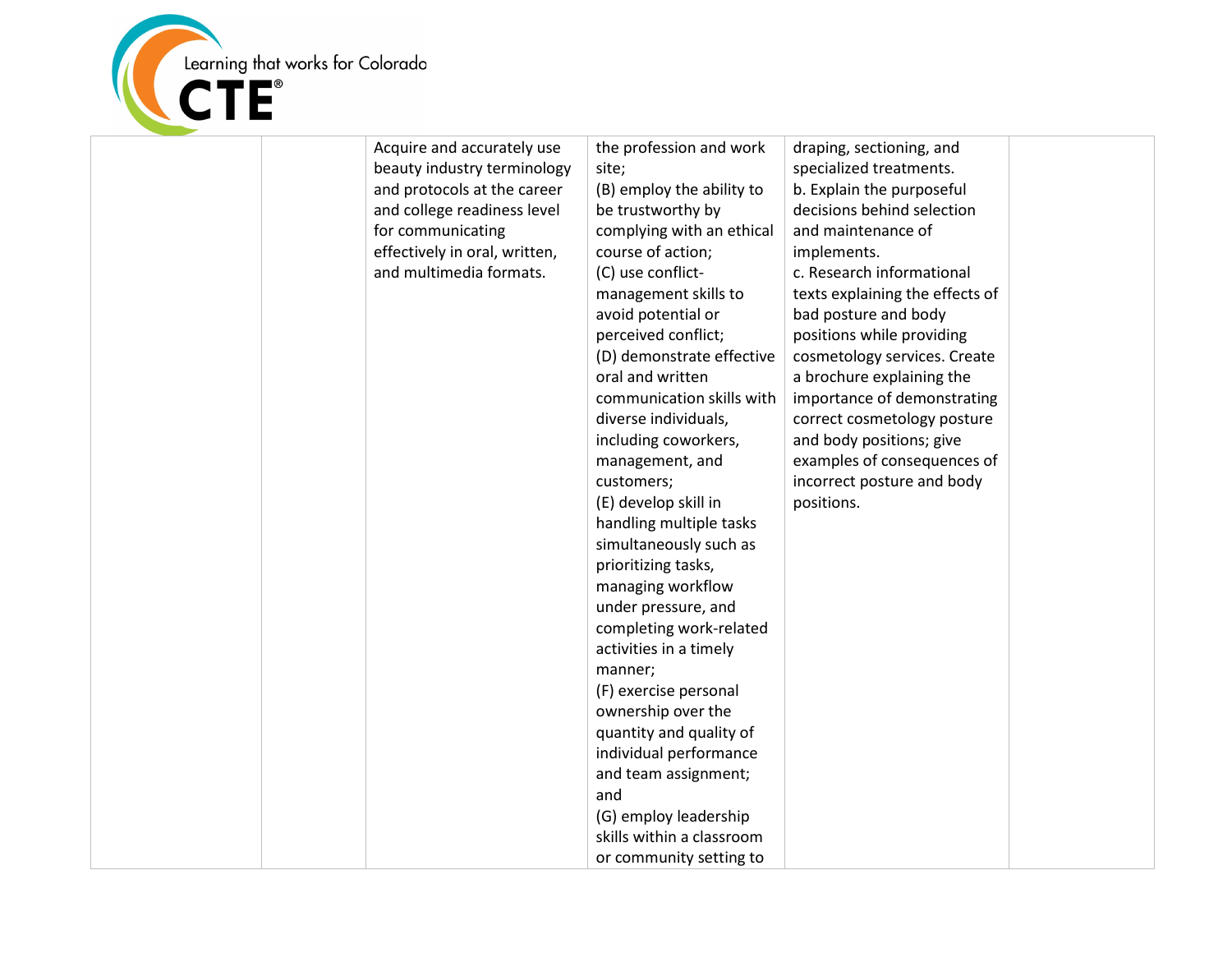| | | | | | |
|---|---|---|---|---|---|
| | | Acquire and accurately use beauty industry terminology and protocols at the career and college readiness level for communicating effectively in oral, written, and multimedia formats. | the profession and work site;<br>(B) employ the ability to be trustworthy by complying with an ethical course of action;<br>(C) use conflict-management skills to avoid potential or perceived conflict;<br>(D) demonstrate effective oral and written communication skills with diverse individuals, including coworkers, management, and customers;<br>(E) develop skill in handling multiple tasks simultaneously such as prioritizing tasks, managing workflow under pressure, and completing work-related activities in a timely manner;<br>(F) exercise personal ownership over the quantity and quality of individual performance and team assignment; and<br>(G) employ leadership skills within a classroom or community setting to | draping, sectioning, and specialized treatments.<br>b. Explain the purposeful decisions behind selection and maintenance of implements.<br>c. Research informational texts explaining the effects of bad posture and body positions while providing cosmetology services. Create a brochure explaining the importance of demonstrating correct cosmetology posture and body positions; give examples of consequences of incorrect posture and body positions. | |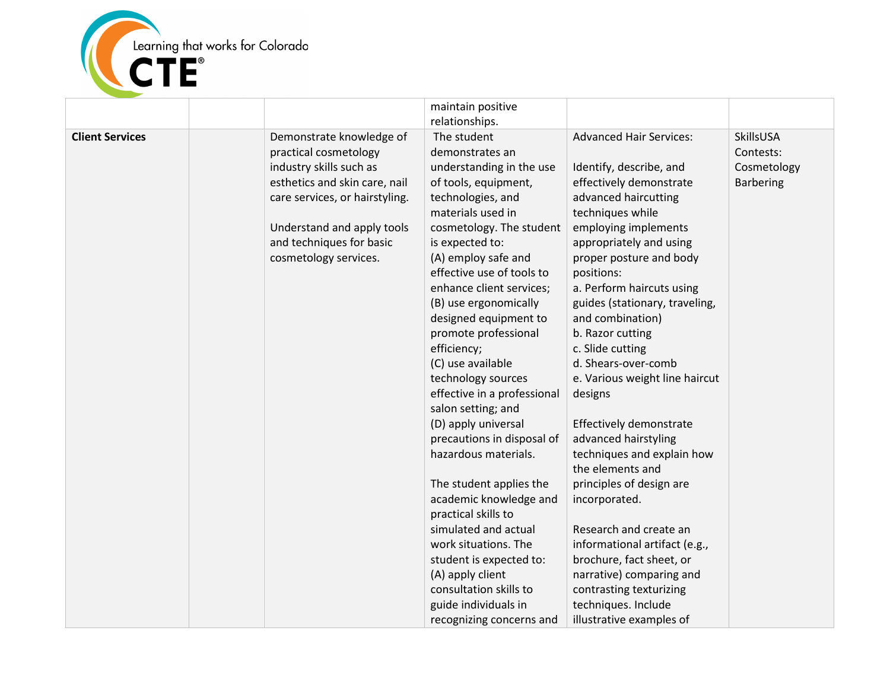| | | | | | |
|---|---|---|---|---|---|
| | | | maintain positive relationships. | | |
| **Client Services** | | Demonstrate knowledge of practical cosmetology industry skills such as esthetics and skin care, nail care services, or hairstyling.<br><br>Understand and apply tools and techniques for basic cosmetology services. | The student demonstrates an understanding in the use of tools, equipment, technologies, and materials used in cosmetology. The student is expected to:<br>(A) employ safe and effective use of tools to enhance client services;<br>(B) use ergonomically designed equipment to promote professional efficiency;<br>(C) use available technology sources effective in a professional salon setting; and<br>(D) apply universal precautions in disposal of hazardous materials.<br><br>The student applies the academic knowledge and practical skills to simulated and actual work situations. The student is expected to:<br>(A) apply client consultation skills to guide individuals in recognizing concerns and | Advanced Hair Services:<br><br>Identify, describe, and effectively demonstrate advanced haircutting techniques while employing implements appropriately and using proper posture and body positions:<br>a. Perform haircuts using guides (stationary, traveling, and combination)<br>b. Razor cutting<br>c. Slide cutting<br>d. Shears-over-comb<br>e. Various weight line haircut designs<br><br>Effectively demonstrate advanced hairstyling techniques and explain how the elements and principles of design are incorporated.<br><br>Research and create an informational artifact (e.g., brochure, fact sheet, or narrative) comparing and contrasting texturizing techniques. Include illustrative examples of | SkillsUSA Contests:<br>Cosmetology<br>Barbering |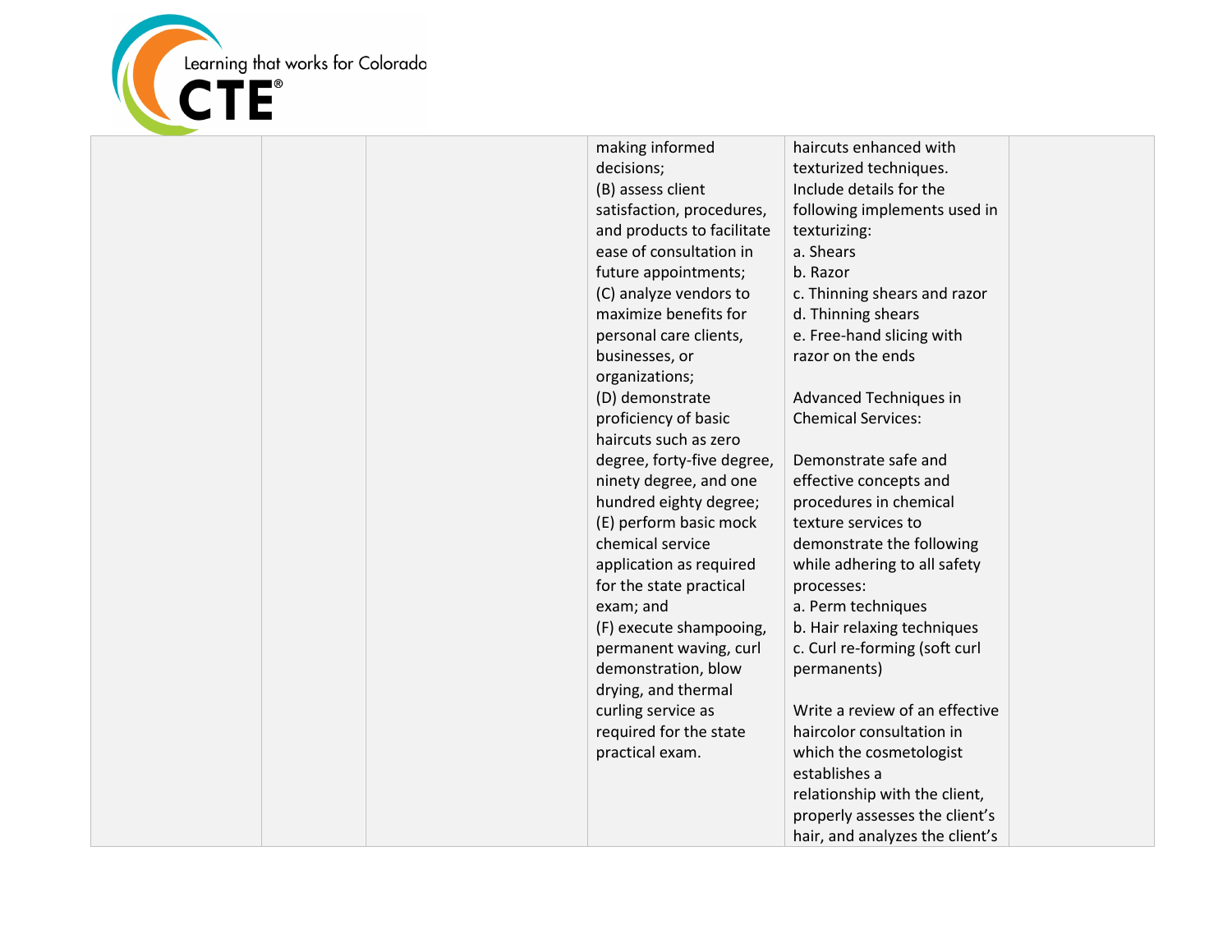| | | | | | |
|---|---|---|---|---|---|
| | | | making informed decisions;<br>(B) assess client satisfaction, procedures, and products to facilitate ease of consultation in future appointments;<br>(C) analyze vendors to maximize benefits for personal care clients, businesses, or organizations;<br>(D) demonstrate proficiency of basic haircuts such as zero degree, forty-five degree, ninety degree, and one hundred eighty degree;<br>(E) perform basic mock chemical service application as required for the state practical exam; and<br>(F) execute shampooing, permanent waving, curl demonstration, blow drying, and thermal curling service as required for the state practical exam. | haircuts enhanced with texturized techniques. Include details for the following implements used in texturizing:<br>a. Shears<br>b. Razor<br>c. Thinning shears and razor<br>d. Thinning shears<br>e. Free-hand slicing with razor on the ends<br><br>Advanced Techniques in Chemical Services:<br><br>Demonstrate safe and effective concepts and procedures in chemical texture services to demonstrate the following while adhering to all safety processes:<br>a. Perm techniques<br>b. Hair relaxing techniques<br>c. Curl re-forming (soft curl permanents)<br><br>Write a review of an effective haircolor consultation in which the cosmetologist establishes a relationship with the client, properly assesses the client's hair, and analyzes the client's | |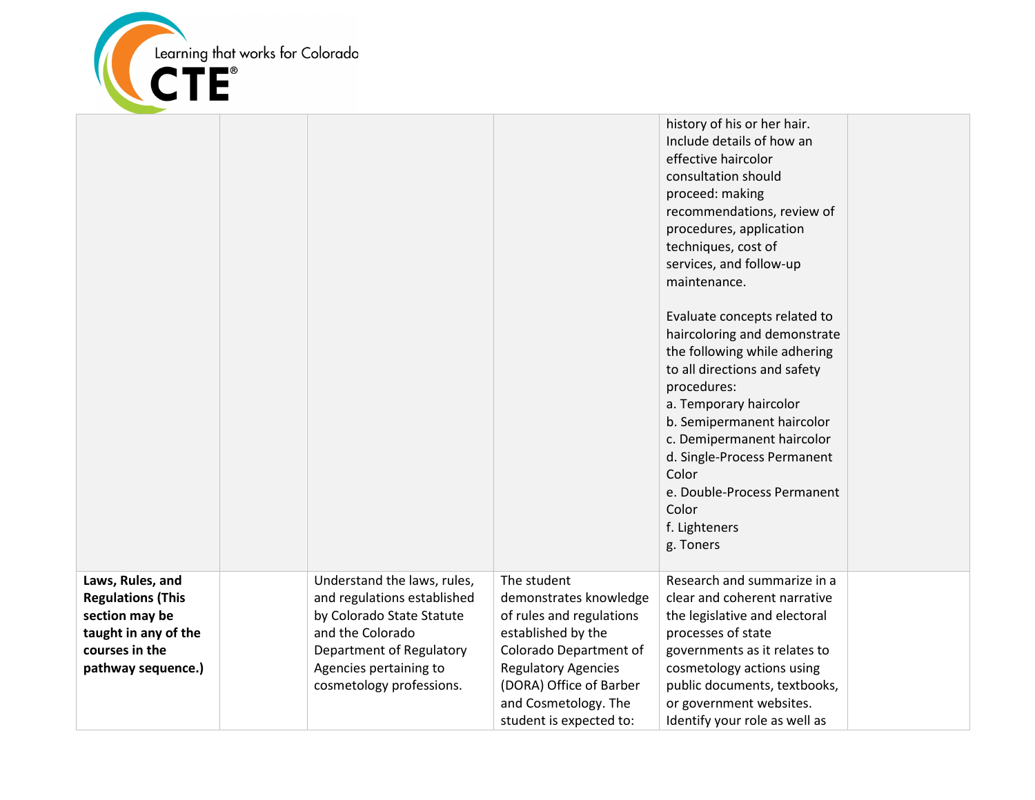| | | | | | |
|---|---|---|---|---|---|
| | | | | history of his or her hair. Include details of how an effective haircolor consultation should proceed: making recommendations, review of procedures, application techniques, cost of services, and follow-up maintenance.<br><br>Evaluate concepts related to haircoloring and demonstrate the following while adhering to all directions and safety procedures:<br>a. Temporary haircolor<br>b. Semipermanent haircolor<br>c. Demipermanent haircolor<br>d. Single-Process Permanent Color<br>e. Double-Process Permanent Color<br>f. Lighteners<br>g. Toners | |
| **Laws, Rules, and Regulations (This section may be taught in any of the courses in the pathway sequence.)** | | Understand the laws, rules, and regulations established by Colorado State Statute and the Colorado Department of Regulatory Agencies pertaining to cosmetology professions. | The student demonstrates knowledge of rules and regulations established by the Colorado Department of Regulatory Agencies (DORA) Office of Barber and Cosmetology. The student is expected to: | Research and summarize in a clear and coherent narrative the legislative and electoral processes of state governments as it relates to cosmetology actions using public documents, textbooks, or government websites. Identify your role as well as | |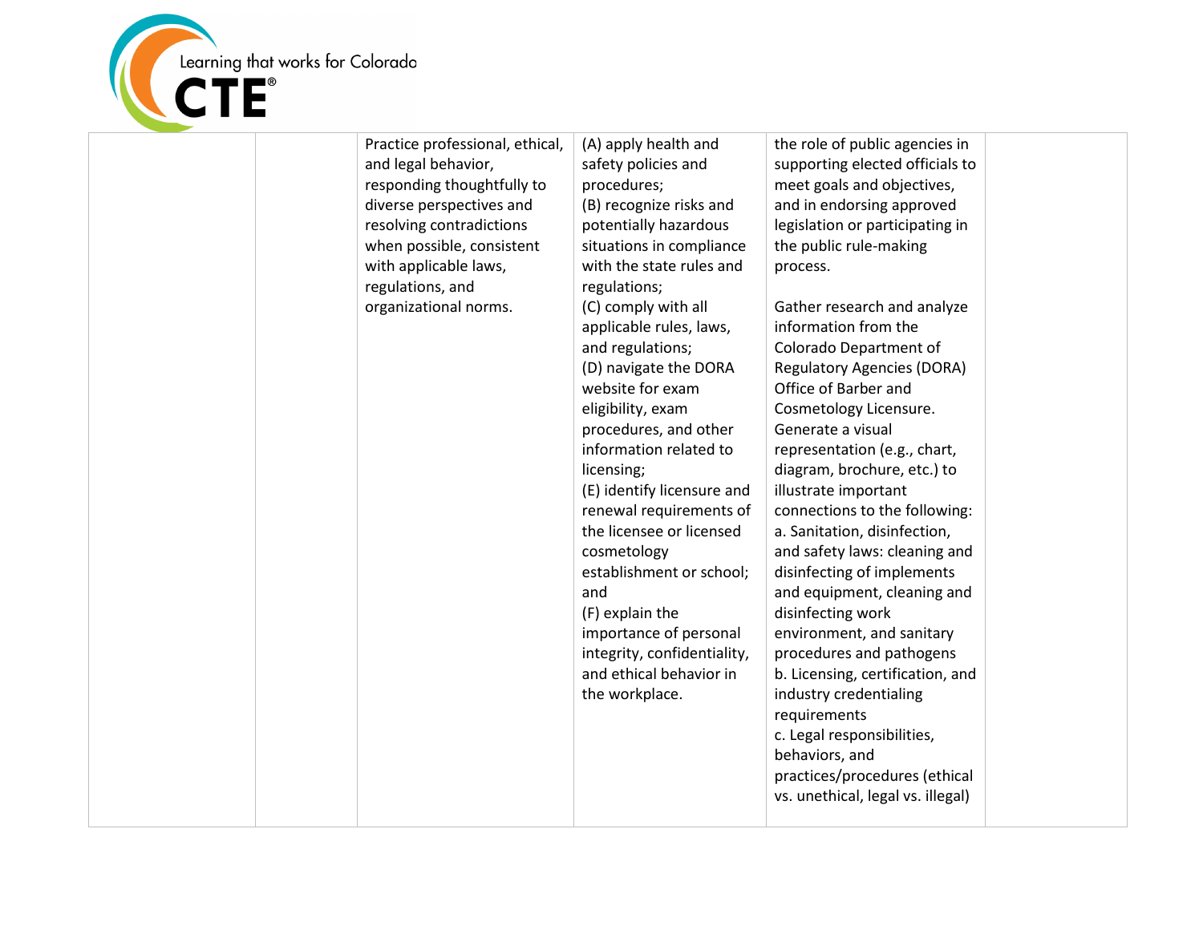|  |  |  |  |  |  |
|---|---|---|---|---|---|
|  |  | Practice professional, ethical, and legal behavior, responding thoughtfully to diverse perspectives and resolving contradictions when possible, consistent with applicable laws, regulations, and organizational norms. | (A) apply health and safety policies and procedures;<br>(B) recognize risks and potentially hazardous situations in compliance with the state rules and regulations;<br>(C) comply with all applicable rules, laws, and regulations;<br>(D) navigate the DORA website for exam eligibility, exam procedures, and other information related to licensing;<br>(E) identify licensure and renewal requirements of the licensee or licensed cosmetology establishment or school; and<br>(F) explain the importance of personal integrity, confidentiality, and ethical behavior in the workplace. | the role of public agencies in supporting elected officials to meet goals and objectives, and in endorsing approved legislation or participating in the public rule-making process.<br><br>Gather research and analyze information from the Colorado Department of Regulatory Agencies (DORA) Office of Barber and Cosmetology Licensure. Generate a visual representation (e.g., chart, diagram, brochure, etc.) to illustrate important connections to the following:<br>a. Sanitation, disinfection, and safety laws: cleaning and disinfecting of implements and equipment, cleaning and disinfecting work environment, and sanitary procedures and pathogens<br>b. Licensing, certification, and industry credentialing requirements<br>c. Legal responsibilities, behaviors, and practices/procedures (ethical vs. unethical, legal vs. illegal) |  |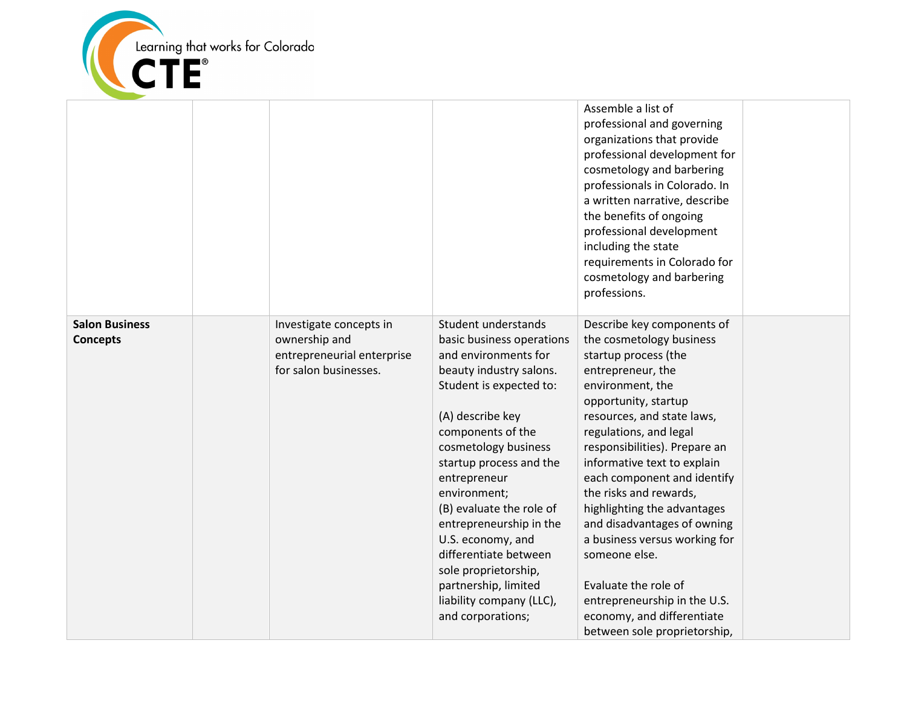| | | | | | |
|---|---|---|---|---|---|
| | | | | Assemble a list of professional and governing organizations that provide professional development for cosmetology and barbering professionals in Colorado. In a written narrative, describe the benefits of ongoing professional development including the state requirements in Colorado for cosmetology and barbering professions. | |
| **Salon Business Concepts** | | Investigate concepts in ownership and entrepreneurial enterprise for salon businesses. | Student understands basic business operations and environments for beauty industry salons. Student is expected to:<br><br>(A) describe key components of the cosmetology business startup process and the entrepreneur environment;<br>(B) evaluate the role of entrepreneurship in the U.S. economy, and differentiate between sole proprietorship, partnership, limited liability company (LLC), and corporations; | Describe key components of the cosmetology business startup process (the entrepreneur, the environment, the opportunity, startup resources, and state laws, regulations, and legal responsibilities). Prepare an informative text to explain each component and identify the risks and rewards, highlighting the advantages and disadvantages of owning a business versus working for someone else.<br><br>Evaluate the role of entrepreneurship in the U.S. economy, and differentiate between sole proprietorship, | |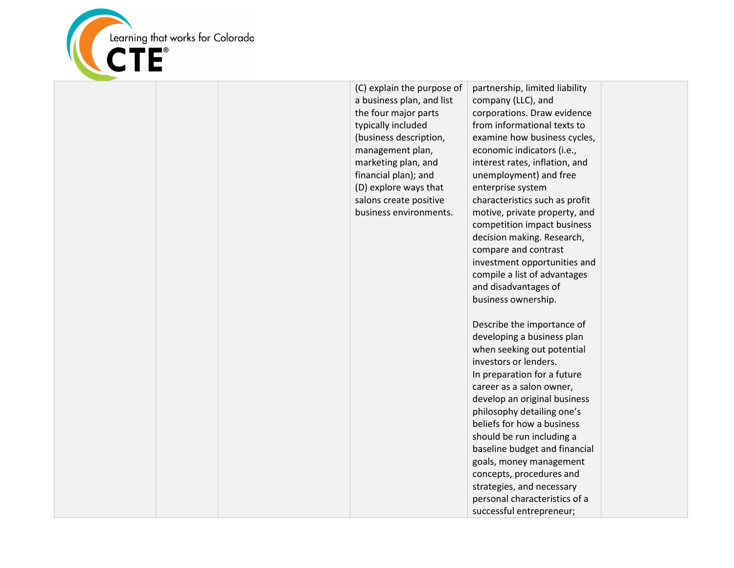| | | | | | |
|---|---|---|---|---|---|
| | | | (C) explain the purpose of a business plan, and list the four major parts typically included (business description, management plan, marketing plan, and financial plan); and<br>(D) explore ways that salons create positive business environments. | partnership, limited liability company (LLC), and corporations. Draw evidence from informational texts to examine how business cycles, economic indicators (i.e., interest rates, inflation, and unemployment) and free enterprise system characteristics such as profit motive, private property, and competition impact business decision making. Research, compare and contrast investment opportunities and compile a list of advantages and disadvantages of business ownership.<br><br>Describe the importance of developing a business plan when seeking out potential investors or lenders.<br>In preparation for a future career as a salon owner, develop an original business philosophy detailing one's beliefs for how a business should be run including a baseline budget and financial goals, money management concepts, procedures and strategies, and necessary personal characteristics of a successful entrepreneur; | |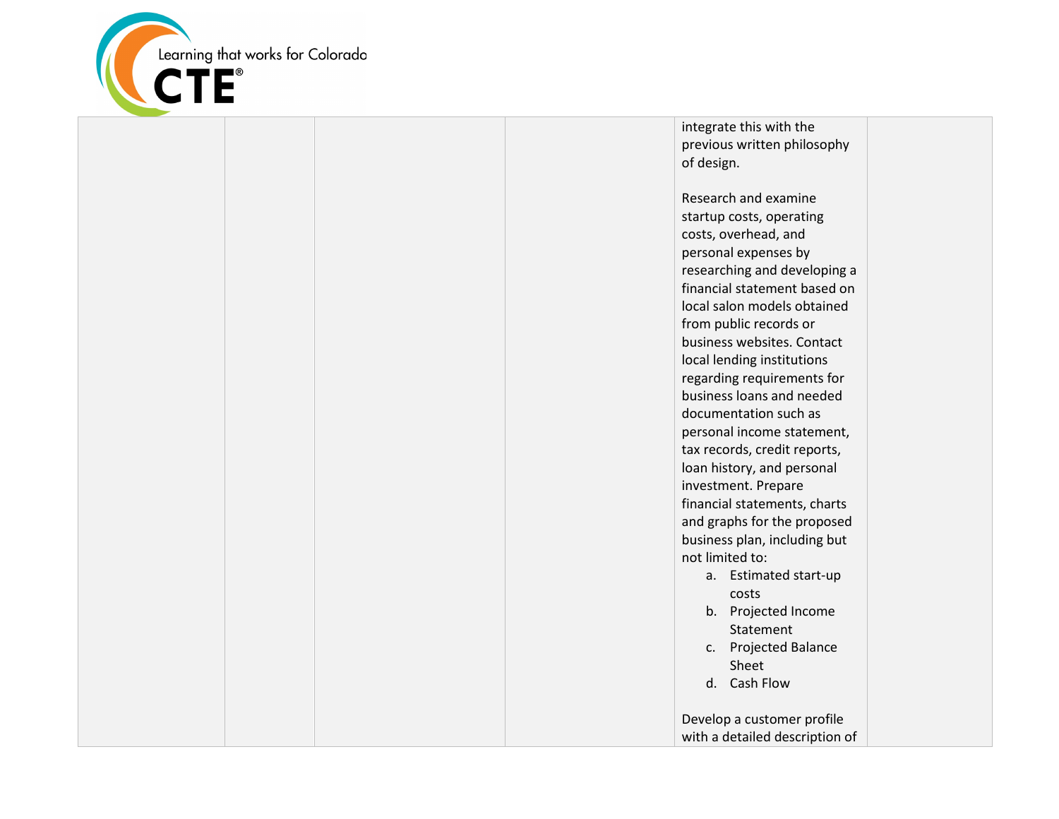| | | | | | |
|---|---|---|---|---|---|
| | | | | integrate this with the previous written philosophy of design.<br><br>Research and examine startup costs, operating costs, overhead, and personal expenses by researching and developing a financial statement based on local salon models obtained from public records or business websites. Contact local lending institutions regarding requirements for business loans and needed documentation such as personal income statement, tax records, credit reports, loan history, and personal investment. Prepare financial statements, charts and graphs for the proposed business plan, including but not limited to:<br>a. Estimated start-up costs<br>b. Projected Income Statement<br>c. Projected Balance Sheet<br>d. Cash Flow<br><br>Develop a customer profile with a detailed description of | |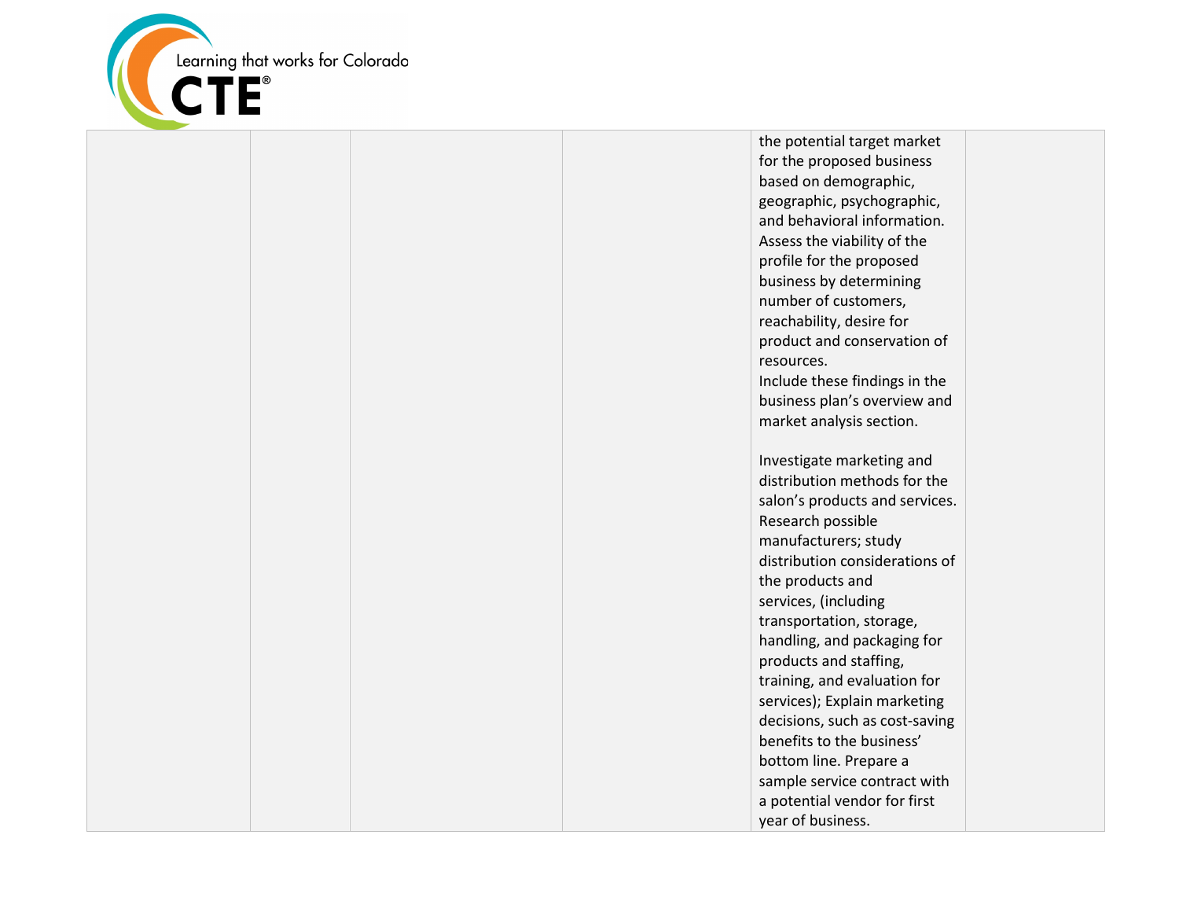|  |  |  |  |  |  |
|---|---|---|---|---|---|
|  |  |  |  | the potential target market for the proposed business based on demographic, geographic, psychographic, and behavioral information. Assess the viability of the profile for the proposed business by determining number of customers, reachability, desire for product and conservation of resources.<br>Include these findings in the business plan's overview and market analysis section.<br><br>Investigate marketing and distribution methods for the salon's products and services. Research possible manufacturers; study distribution considerations of the products and services, (including transportation, storage, handling, and packaging for products and staffing, training, and evaluation for services); Explain marketing decisions, such as cost-saving benefits to the business' bottom line. Prepare a sample service contract with a potential vendor for first year of business. |  |